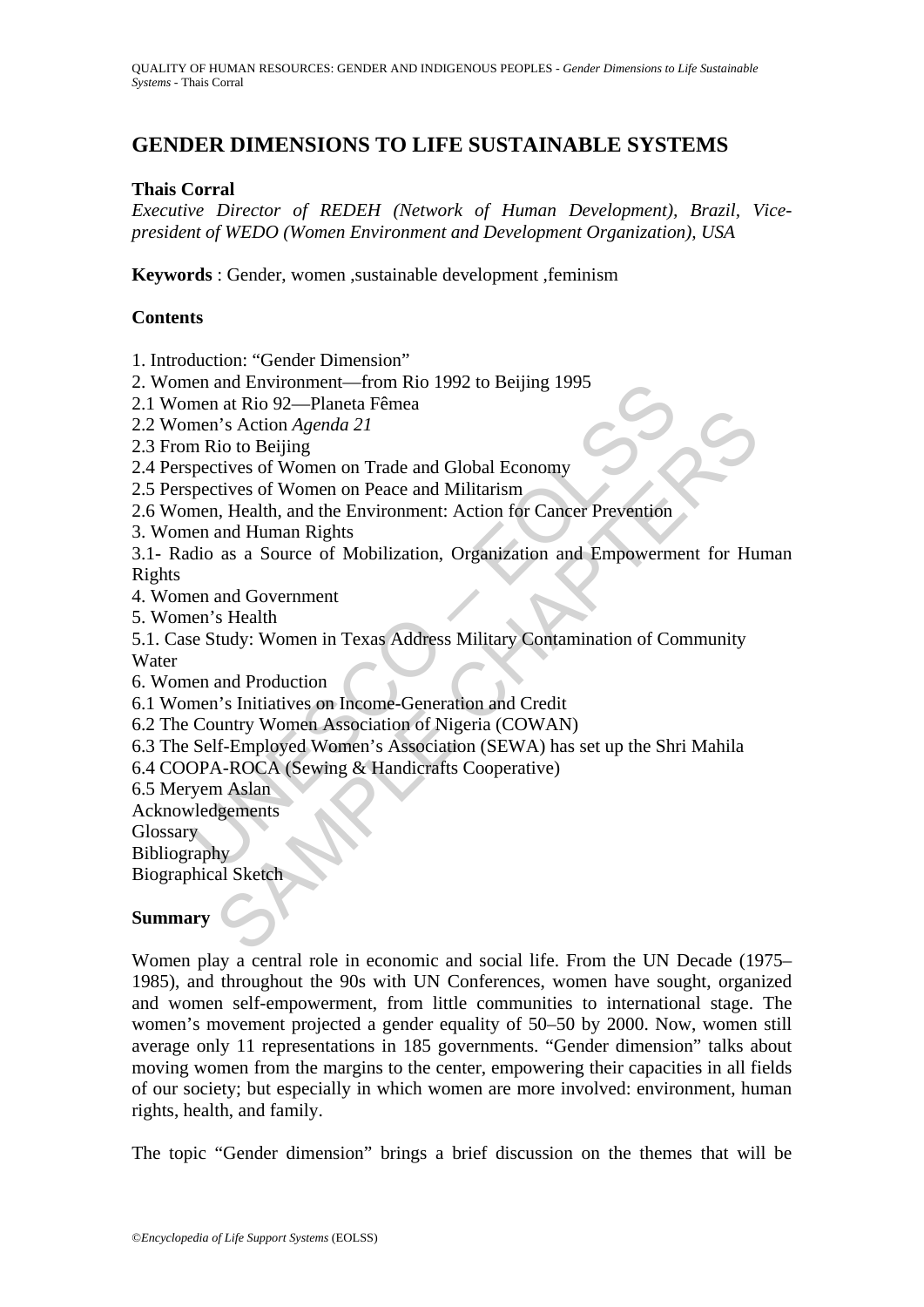# GENDER DIMENSIONS TO LIFE SUSTAINABLE SYSTEMS

**Thais Corral**

*Executive Director of REDEH (Network of Human Development), Brazil, Vice-president of WEDO (Women Environment and Development Organization), USA*

**Keywords** : Gender, women ,sustainable development ,feminism

## Contents

1. Introduction: "Gender Dimension"
2. Women and Environment—from Rio 1992 to Beijing 1995
2.1 Women at Rio 92—Planeta Fêmea
2.2 Women's Action *Agenda 21*
2.3 From Rio to Beijing
2.4 Perspectives of Women on Trade and Global Economy
2.5 Perspectives of Women on Peace and Militarism
2.6 Women, Health, and the Environment: Action for Cancer Prevention
3. Women and Human Rights
3.1- Radio as a Source of Mobilization, Organization and Empowerment for Human Rights
4. Women and Government
5. Women's Health
5.1. Case Study: Women in Texas Address Military Contamination of Community Water
6. Women and Production
6.1 Women's Initiatives on Income-Generation and Credit
6.2 The Country Women Association of Nigeria (COWAN)
6.3 The Self-Employed Women's Association (SEWA) has set up the Shri Mahila
6.4 COOPA-ROCA (Sewing & Handicrafts Cooperative)
6.5 Meryem Aslan

Acknowledgements
Glossary
Bibliography
Biographical Sketch

## Summary

Women play a central role in economic and social life. From the UN Decade (1975–1985), and throughout the 90s with UN Conferences, women have sought, organized and women self-empowerment, from little communities to international stage. The women's movement projected a gender equality of 50–50 by 2000. Now, women still average only 11 representations in 185 governments. "Gender dimension" talks about moving women from the margins to the center, empowering their capacities in all fields of our society; but especially in which women are more involved: environment, human rights, health, and family.

The topic "Gender dimension" brings a brief discussion on the themes that will be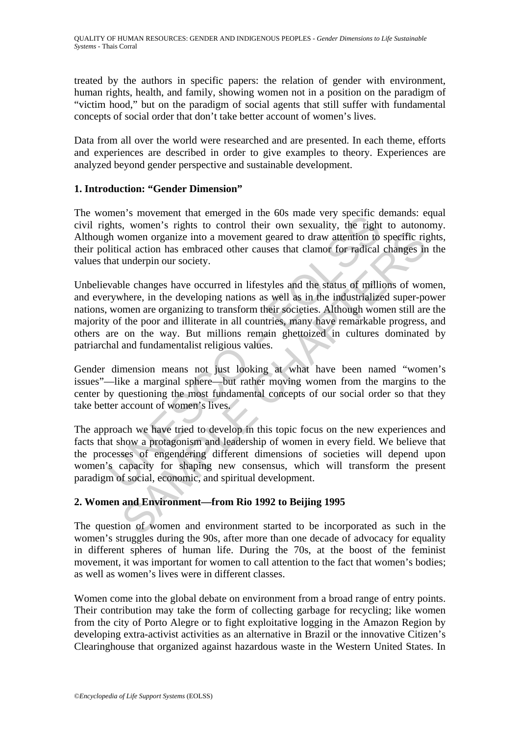treated by the authors in specific papers: the relation of gender with environment, human rights, health, and family, showing women not in a position on the paradigm of "victim hood," but on the paradigm of social agents that still suffer with fundamental concepts of social order that don't take better account of women's lives.

Data from all over the world were researched and are presented. In each theme, efforts and experiences are described in order to give examples to theory. Experiences are analyzed beyond gender perspective and sustainable development.

## 1. Introduction: "Gender Dimension"

The women's movement that emerged in the 60s made very specific demands: equal civil rights, women's rights to control their own sexuality, the right to autonomy. Although women organize into a movement geared to draw attention to specific rights, their political action has embraced other causes that clamor for radical changes in the values that underpin our society.

Unbelievable changes have occurred in lifestyles and the status of millions of women, and everywhere, in the developing nations as well as in the industrialized super-power nations, women are organizing to transform their societies. Although women still are the majority of the poor and illiterate in all countries, many have remarkable progress, and others are on the way. But millions remain ghettoized in cultures dominated by patriarchal and fundamentalist religious values.

Gender dimension means not just looking at what have been named "women's issues"—like a marginal sphere—but rather moving women from the margins to the center by questioning the most fundamental concepts of our social order so that they take better account of women's lives.

The approach we have tried to develop in this topic focus on the new experiences and facts that show a protagonism and leadership of women in every field. We believe that the processes of engendering different dimensions of societies will depend upon women's capacity for shaping new consensus, which will transform the present paradigm of social, economic, and spiritual development.

## 2. Women and Environment—from Rio 1992 to Beijing 1995

The question of women and environment started to be incorporated as such in the women's struggles during the 90s, after more than one decade of advocacy for equality in different spheres of human life. During the 70s, at the boost of the feminist movement, it was important for women to call attention to the fact that women's bodies; as well as women's lives were in different classes.

Women come into the global debate on environment from a broad range of entry points. Their contribution may take the form of collecting garbage for recycling; like women from the city of Porto Alegre or to fight exploitative logging in the Amazon Region by developing extra-activist activities as an alternative in Brazil or the innovative Citizen's Clearinghouse that organized against hazardous waste in the Western United States. In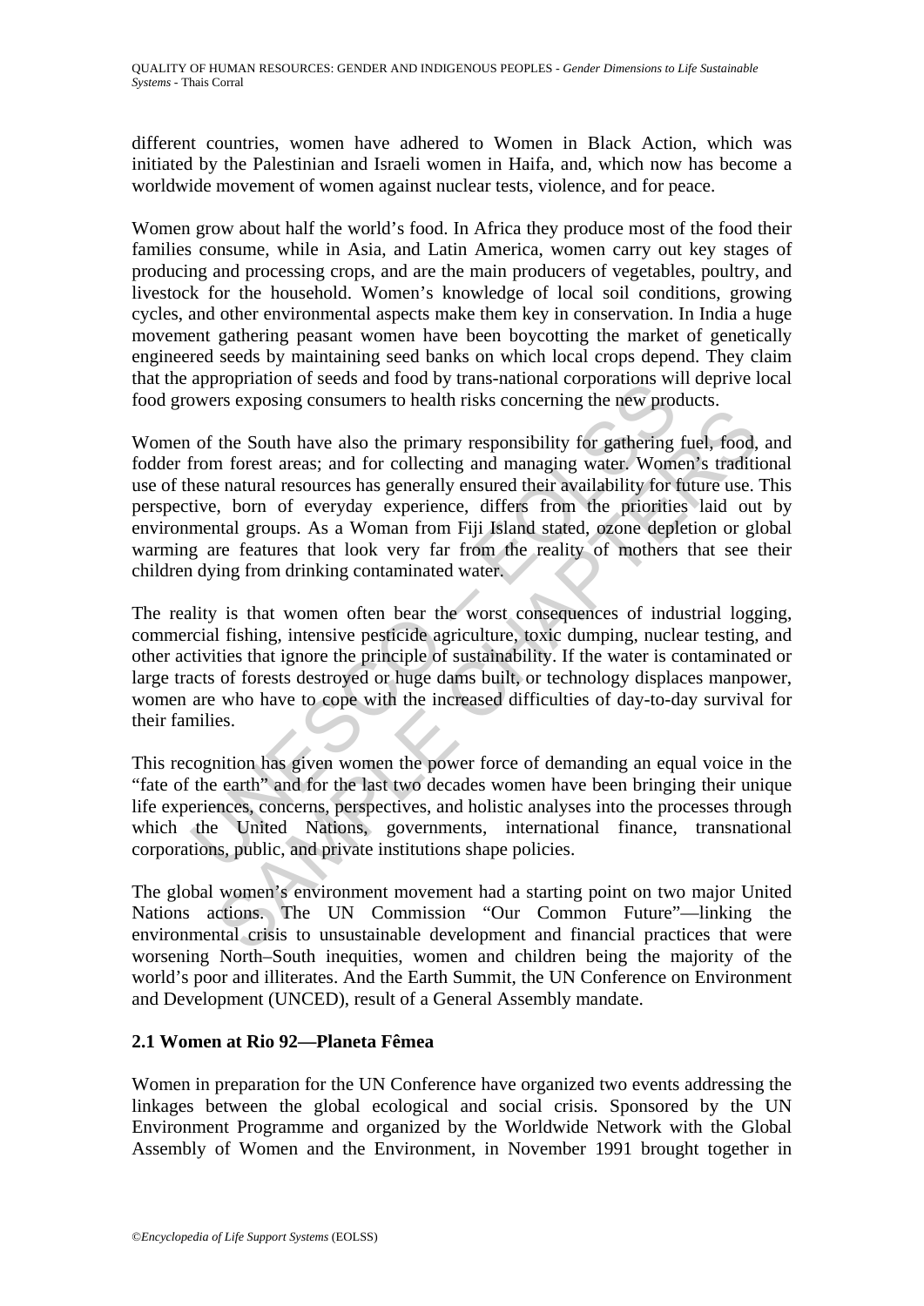different countries, women have adhered to Women in Black Action, which was initiated by the Palestinian and Israeli women in Haifa, and, which now has become a worldwide movement of women against nuclear tests, violence, and for peace.

Women grow about half the world's food. In Africa they produce most of the food their families consume, while in Asia, and Latin America, women carry out key stages of producing and processing crops, and are the main producers of vegetables, poultry, and livestock for the household. Women's knowledge of local soil conditions, growing cycles, and other environmental aspects make them key in conservation. In India a huge movement gathering peasant women have been boycotting the market of genetically engineered seeds by maintaining seed banks on which local crops depend. They claim that the appropriation of seeds and food by trans-national corporations will deprive local food growers exposing consumers to health risks concerning the new products.

Women of the South have also the primary responsibility for gathering fuel, food, and fodder from forest areas; and for collecting and managing water. Women's traditional use of these natural resources has generally ensured their availability for future use. This perspective, born of everyday experience, differs from the priorities laid out by environmental groups. As a Woman from Fiji Island stated, ozone depletion or global warming are features that look very far from the reality of mothers that see their children dying from drinking contaminated water.

The reality is that women often bear the worst consequences of industrial logging, commercial fishing, intensive pesticide agriculture, toxic dumping, nuclear testing, and other activities that ignore the principle of sustainability. If the water is contaminated or large tracts of forests destroyed or huge dams built, or technology displaces manpower, women are who have to cope with the increased difficulties of day-to-day survival for their families.

This recognition has given women the power force of demanding an equal voice in the "fate of the earth" and for the last two decades women have been bringing their unique life experiences, concerns, perspectives, and holistic analyses into the processes through which the United Nations, governments, international finance, transnational corporations, public, and private institutions shape policies.

The global women's environment movement had a starting point on two major United Nations actions. The UN Commission "Our Common Future"—linking the environmental crisis to unsustainable development and financial practices that were worsening North–South inequities, women and children being the majority of the world's poor and illiterates. And the Earth Summit, the UN Conference on Environment and Development (UNCED), result of a General Assembly mandate.

### 2.1 Women at Rio 92—Planeta Fêmea

Women in preparation for the UN Conference have organized two events addressing the linkages between the global ecological and social crisis. Sponsored by the UN Environment Programme and organized by the Worldwide Network with the Global Assembly of Women and the Environment, in November 1991 brought together in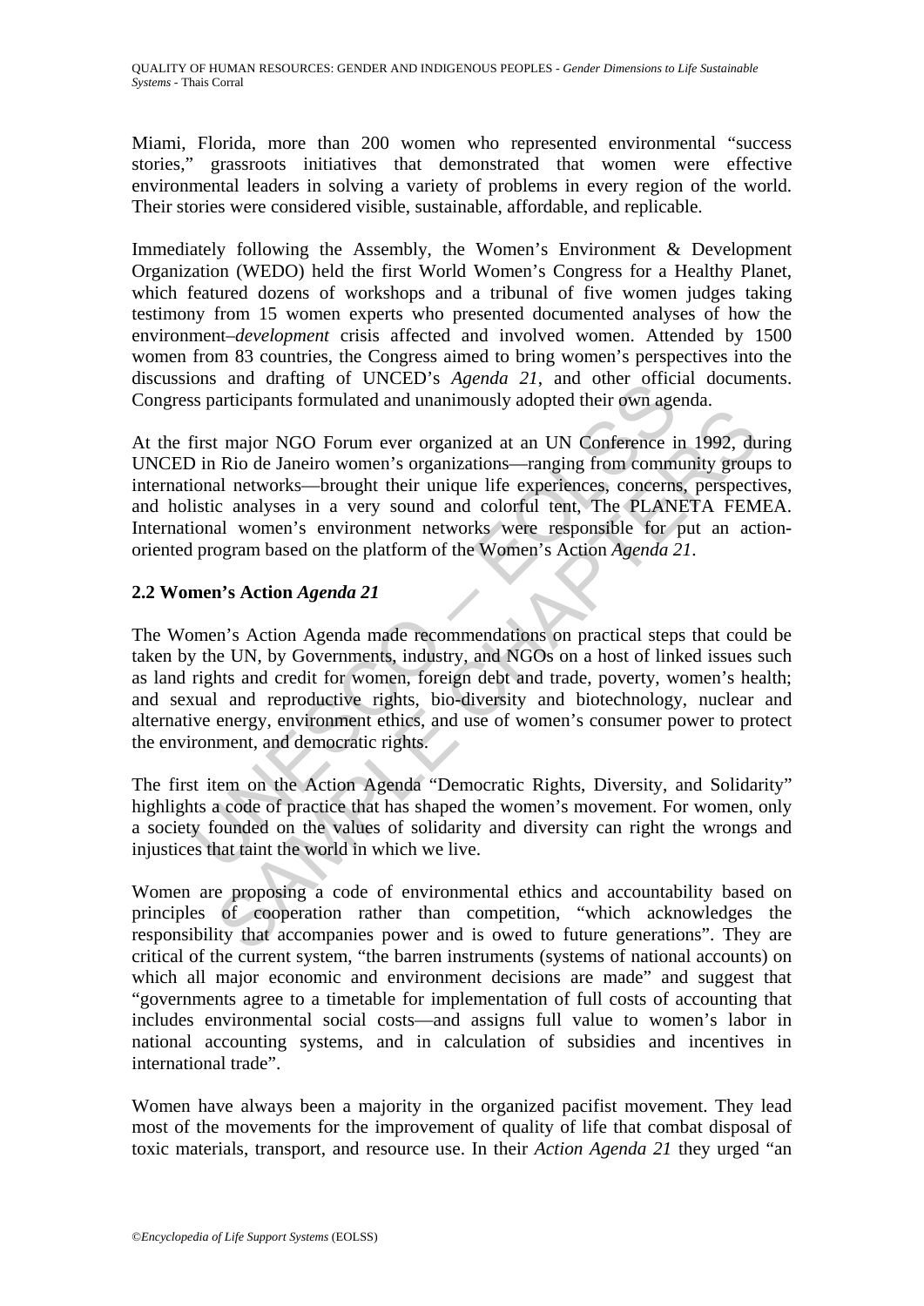Miami, Florida, more than 200 women who represented environmental "success stories," grassroots initiatives that demonstrated that women were effective environmental leaders in solving a variety of problems in every region of the world. Their stories were considered visible, sustainable, affordable, and replicable.

Immediately following the Assembly, the Women's Environment & Development Organization (WEDO) held the first World Women's Congress for a Healthy Planet, which featured dozens of workshops and a tribunal of five women judges taking testimony from 15 women experts who presented documented analyses of how the environment–*development* crisis affected and involved women. Attended by 1500 women from 83 countries, the Congress aimed to bring women's perspectives into the discussions and drafting of UNCED's *Agenda 21*, and other official documents. Congress participants formulated and unanimously adopted their own agenda.

At the first major NGO Forum ever organized at an UN Conference in 1992, during UNCED in Rio de Janeiro women's organizations—ranging from community groups to international networks—brought their unique life experiences, concerns, perspectives, and holistic analyses in a very sound and colorful tent, The PLANETA FEMEA. International women's environment networks were responsible for put an action-oriented program based on the platform of the Women's Action *Agenda 21*.

## 2.2 Women's Action *Agenda 21*

The Women's Action Agenda made recommendations on practical steps that could be taken by the UN, by Governments, industry, and NGOs on a host of linked issues such as land rights and credit for women, foreign debt and trade, poverty, women's health; and sexual and reproductive rights, bio-diversity and biotechnology, nuclear and alternative energy, environment ethics, and use of women's consumer power to protect the environment, and democratic rights.

The first item on the Action Agenda "Democratic Rights, Diversity, and Solidarity" highlights a code of practice that has shaped the women's movement. For women, only a society founded on the values of solidarity and diversity can right the wrongs and injustices that taint the world in which we live.

Women are proposing a code of environmental ethics and accountability based on principles of cooperation rather than competition, "which acknowledges the responsibility that accompanies power and is owed to future generations". They are critical of the current system, "the barren instruments (systems of national accounts) on which all major economic and environment decisions are made" and suggest that "governments agree to a timetable for implementation of full costs of accounting that includes environmental social costs—and assigns full value to women's labor in national accounting systems, and in calculation of subsidies and incentives in international trade".

Women have always been a majority in the organized pacifist movement. They lead most of the movements for the improvement of quality of life that combat disposal of toxic materials, transport, and resource use. In their *Action Agenda 21* they urged "an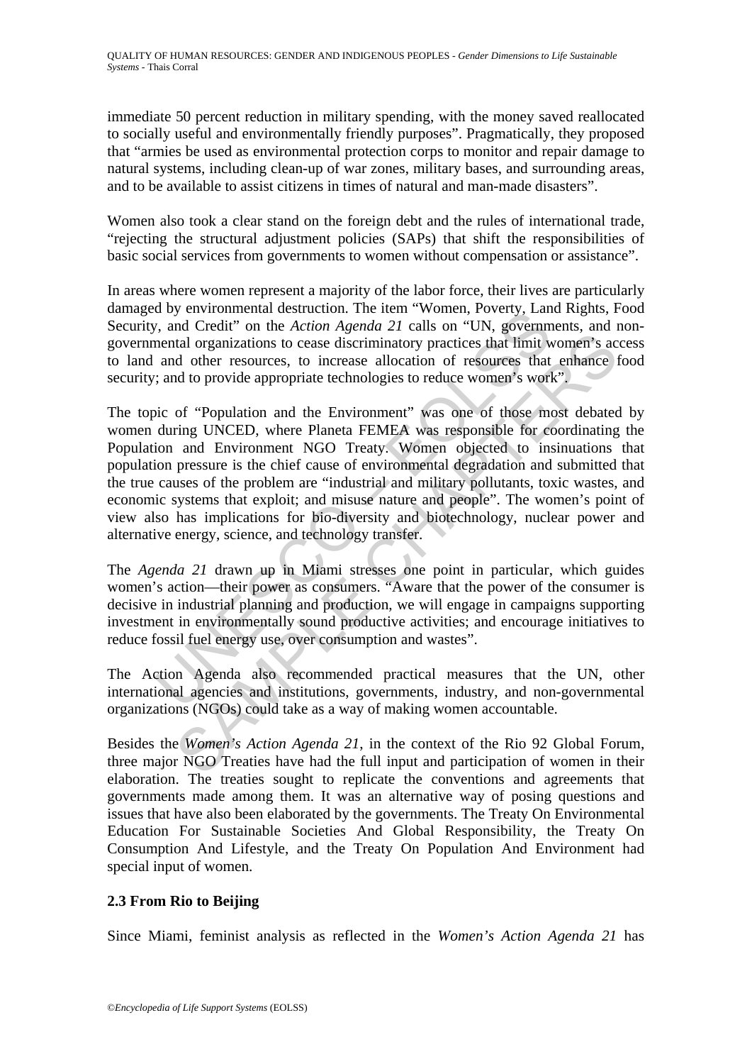immediate 50 percent reduction in military spending, with the money saved reallocated to socially useful and environmentally friendly purposes". Pragmatically, they proposed that "armies be used as environmental protection corps to monitor and repair damage to natural systems, including clean-up of war zones, military bases, and surrounding areas, and to be available to assist citizens in times of natural and man-made disasters".

Women also took a clear stand on the foreign debt and the rules of international trade, "rejecting the structural adjustment policies (SAPs) that shift the responsibilities of basic social services from governments to women without compensation or assistance".

In areas where women represent a majority of the labor force, their lives are particularly damaged by environmental destruction. The item "Women, Poverty, Land Rights, Food Security, and Credit" on the *Action Agenda 21* calls on "UN, governments, and non-governmental organizations to cease discriminatory practices that limit women's access to land and other resources, to increase allocation of resources that enhance food security; and to provide appropriate technologies to reduce women's work".

The topic of "Population and the Environment" was one of those most debated by women during UNCED, where Planeta FEMEA was responsible for coordinating the Population and Environment NGO Treaty. Women objected to insinuations that population pressure is the chief cause of environmental degradation and submitted that the true causes of the problem are "industrial and military pollutants, toxic wastes, and economic systems that exploit; and misuse nature and people". The women's point of view also has implications for bio-diversity and biotechnology, nuclear power and alternative energy, science, and technology transfer.

The *Agenda 21* drawn up in Miami stresses one point in particular, which guides women's action—their power as consumers. "Aware that the power of the consumer is decisive in industrial planning and production, we will engage in campaigns supporting investment in environmentally sound productive activities; and encourage initiatives to reduce fossil fuel energy use, over consumption and wastes".

The Action Agenda also recommended practical measures that the UN, other international agencies and institutions, governments, industry, and non-governmental organizations (NGOs) could take as a way of making women accountable.

Besides the *Women's Action Agenda 21*, in the context of the Rio 92 Global Forum, three major NGO Treaties have had the full input and participation of women in their elaboration. The treaties sought to replicate the conventions and agreements that governments made among them. It was an alternative way of posing questions and issues that have also been elaborated by the governments. The Treaty On Environmental Education For Sustainable Societies And Global Responsibility, the Treaty On Consumption And Lifestyle, and the Treaty On Population And Environment had special input of women.

### 2.3 From Rio to Beijing

Since Miami, feminist analysis as reflected in the *Women's Action Agenda 21* has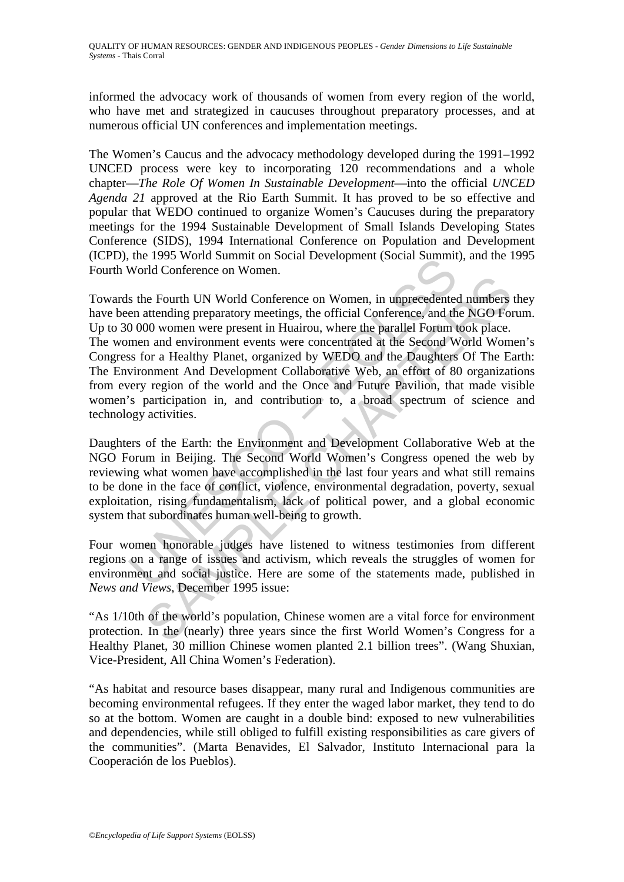informed the advocacy work of thousands of women from every region of the world, who have met and strategized in caucuses throughout preparatory processes, and at numerous official UN conferences and implementation meetings.

The Women's Caucus and the advocacy methodology developed during the 1991–1992 UNCED process were key to incorporating 120 recommendations and a whole chapter—*The Role Of Women In Sustainable Development*—into the official *UNCED Agenda 21* approved at the Rio Earth Summit. It has proved to be so effective and popular that WEDO continued to organize Women's Caucuses during the preparatory meetings for the 1994 Sustainable Development of Small Islands Developing States Conference (SIDS), 1994 International Conference on Population and Development (ICPD), the 1995 World Summit on Social Development (Social Summit), and the 1995 Fourth World Conference on Women.

Towards the Fourth UN World Conference on Women, in unprecedented numbers they have been attending preparatory meetings, the official Conference, and the NGO Forum. Up to 30 000 women were present in Huairou, where the parallel Forum took place.
The women and environment events were concentrated at the Second World Women's Congress for a Healthy Planet, organized by WEDO and the Daughters Of The Earth: The Environment And Development Collaborative Web, an effort of 80 organizations from every region of the world and the Once and Future Pavilion, that made visible women's participation in, and contribution to, a broad spectrum of science and technology activities.

Daughters of the Earth: the Environment and Development Collaborative Web at the NGO Forum in Beijing. The Second World Women's Congress opened the web by reviewing what women have accomplished in the last four years and what still remains to be done in the face of conflict, violence, environmental degradation, poverty, sexual exploitation, rising fundamentalism, lack of political power, and a global economic system that subordinates human well-being to growth.

Four women honorable judges have listened to witness testimonies from different regions on a range of issues and activism, which reveals the struggles of women for environment and social justice. Here are some of the statements made, published in *News and Views*, December 1995 issue:

"As 1/10th of the world's population, Chinese women are a vital force for environment protection. In the (nearly) three years since the first World Women's Congress for a Healthy Planet, 30 million Chinese women planted 2.1 billion trees". (Wang Shuxian, Vice-President, All China Women's Federation).

"As habitat and resource bases disappear, many rural and Indigenous communities are becoming environmental refugees. If they enter the waged labor market, they tend to do so at the bottom. Women are caught in a double bind: exposed to new vulnerabilities and dependencies, while still obliged to fulfill existing responsibilities as care givers of the communities". (Marta Benavides, El Salvador, Instituto Internacional para la Cooperación de los Pueblos).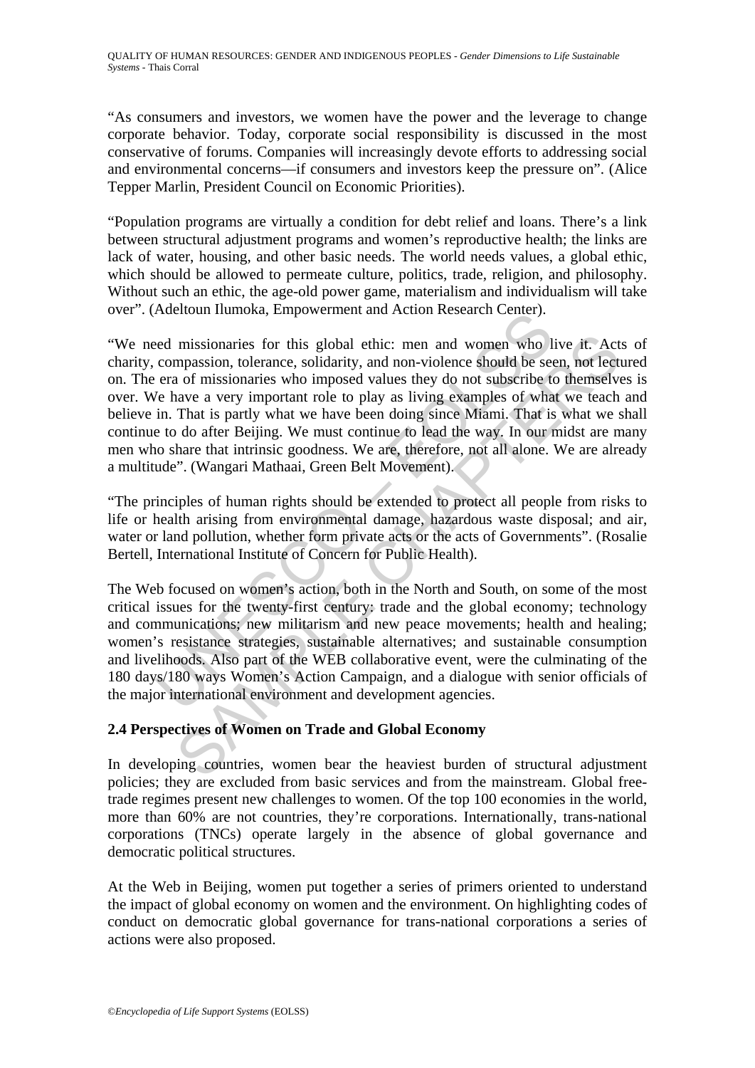"As consumers and investors, we women have the power and the leverage to change corporate behavior. Today, corporate social responsibility is discussed in the most conservative of forums. Companies will increasingly devote efforts to addressing social and environmental concerns—if consumers and investors keep the pressure on". (Alice Tepper Marlin, President Council on Economic Priorities).

"Population programs are virtually a condition for debt relief and loans. There's a link between structural adjustment programs and women's reproductive health; the links are lack of water, housing, and other basic needs. The world needs values, a global ethic, which should be allowed to permeate culture, politics, trade, religion, and philosophy. Without such an ethic, the age-old power game, materialism and individualism will take over". (Adeltoun Ilumoka, Empowerment and Action Research Center).

"We need missionaries for this global ethic: men and women who live it. Acts of charity, compassion, tolerance, solidarity, and non-violence should be seen, not lectured on. The era of missionaries who imposed values they do not subscribe to themselves is over. We have a very important role to play as living examples of what we teach and believe in. That is partly what we have been doing since Miami. That is what we shall continue to do after Beijing. We must continue to lead the way. In our midst are many men who share that intrinsic goodness. We are, therefore, not all alone. We are already a multitude". (Wangari Mathaai, Green Belt Movement).

"The principles of human rights should be extended to protect all people from risks to life or health arising from environmental damage, hazardous waste disposal; and air, water or land pollution, whether form private acts or the acts of Governments". (Rosalie Bertell, International Institute of Concern for Public Health).

The Web focused on women's action, both in the North and South, on some of the most critical issues for the twenty-first century: trade and the global economy; technology and communications; new militarism and new peace movements; health and healing; women's resistance strategies, sustainable alternatives; and sustainable consumption and livelihoods. Also part of the WEB collaborative event, were the culminating of the 180 days/180 ways Women's Action Campaign, and a dialogue with senior officials of the major international environment and development agencies.

## 2.4 Perspectives of Women on Trade and Global Economy

In developing countries, women bear the heaviest burden of structural adjustment policies; they are excluded from basic services and from the mainstream. Global free-trade regimes present new challenges to women. Of the top 100 economies in the world, more than 60% are not countries, they're corporations. Internationally, trans-national corporations (TNCs) operate largely in the absence of global governance and democratic political structures.

At the Web in Beijing, women put together a series of primers oriented to understand the impact of global economy on women and the environment. On highlighting codes of conduct on democratic global governance for trans-national corporations a series of actions were also proposed.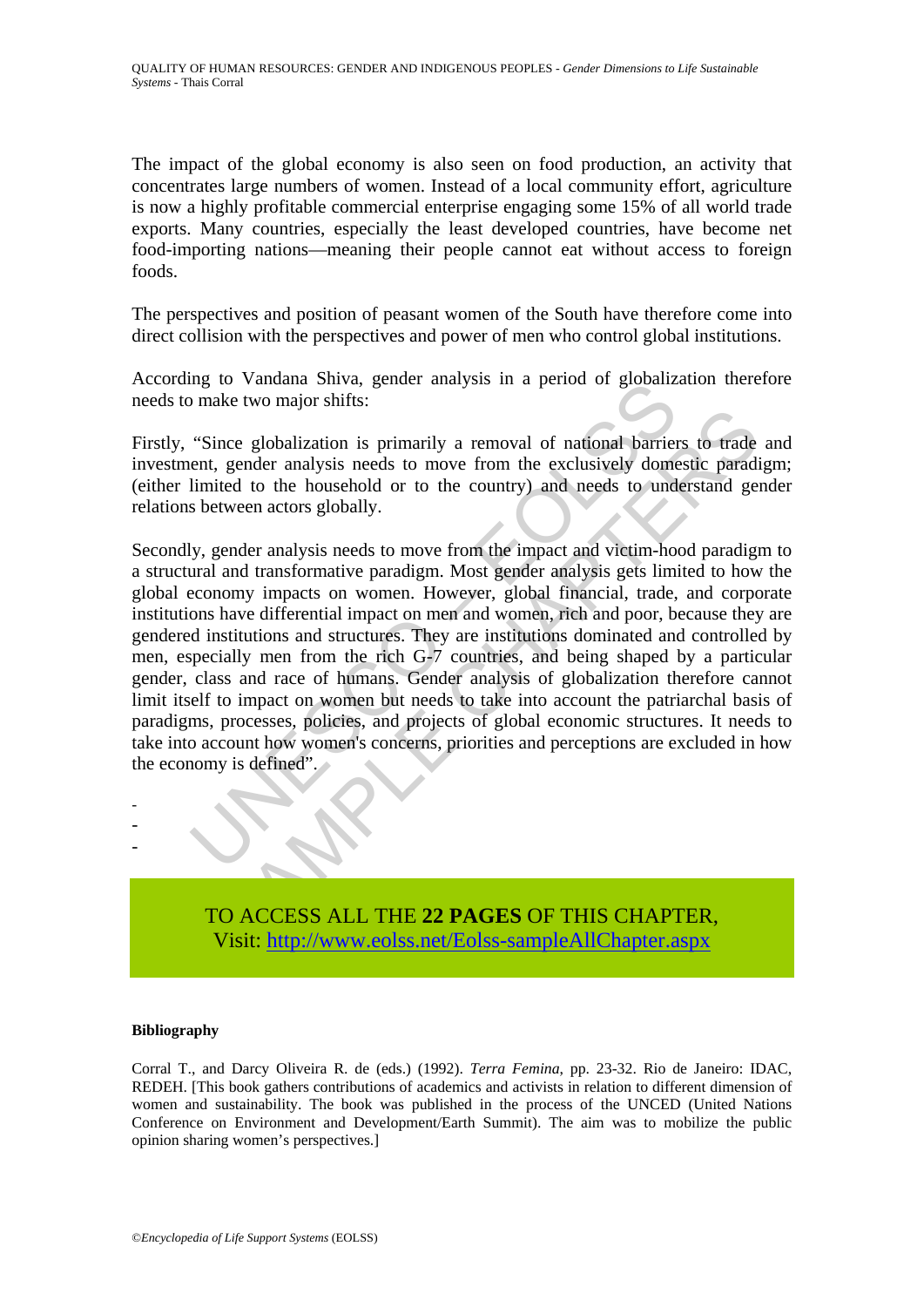The impact of the global economy is also seen on food production, an activity that concentrates large numbers of women. Instead of a local community effort, agriculture is now a highly profitable commercial enterprise engaging some 15% of all world trade exports. Many countries, especially the least developed countries, have become net food-importing nations—meaning their people cannot eat without access to foreign foods.

The perspectives and position of peasant women of the South have therefore come into direct collision with the perspectives and power of men who control global institutions.

According to Vandana Shiva, gender analysis in a period of globalization therefore needs to make two major shifts:

Firstly, "Since globalization is primarily a removal of national barriers to trade and investment, gender analysis needs to move from the exclusively domestic paradigm; (either limited to the household or to the country) and needs to understand gender relations between actors globally.

Secondly, gender analysis needs to move from the impact and victim-hood paradigm to a structural and transformative paradigm. Most gender analysis gets limited to how the global economy impacts on women. However, global financial, trade, and corporate institutions have differential impact on men and women, rich and poor, because they are gendered institutions and structures. They are institutions dominated and controlled by men, especially men from the rich G-7 countries, and being shaped by a particular gender, class and race of humans. Gender analysis of globalization therefore cannot limit itself to impact on women but needs to take into account the patriarchal basis of paradigms, processes, policies, and projects of global economic structures. It needs to take into account how women's concerns, priorities and perceptions are excluded in how the economy is defined".

-
-
-

TO ACCESS ALL THE **22 PAGES** OF THIS CHAPTER,
Visit: http://www.eolss.net/Eolss-sampleAllChapter.aspx

#### Bibliography

Corral T., and Darcy Oliveira R. de (eds.) (1992). *Terra Femina*, pp. 23-32. Rio de Janeiro: IDAC, REDEH. [This book gathers contributions of academics and activists in relation to different dimension of women and sustainability. The book was published in the process of the UNCED (United Nations Conference on Environment and Development/Earth Summit). The aim was to mobilize the public opinion sharing women's perspectives.]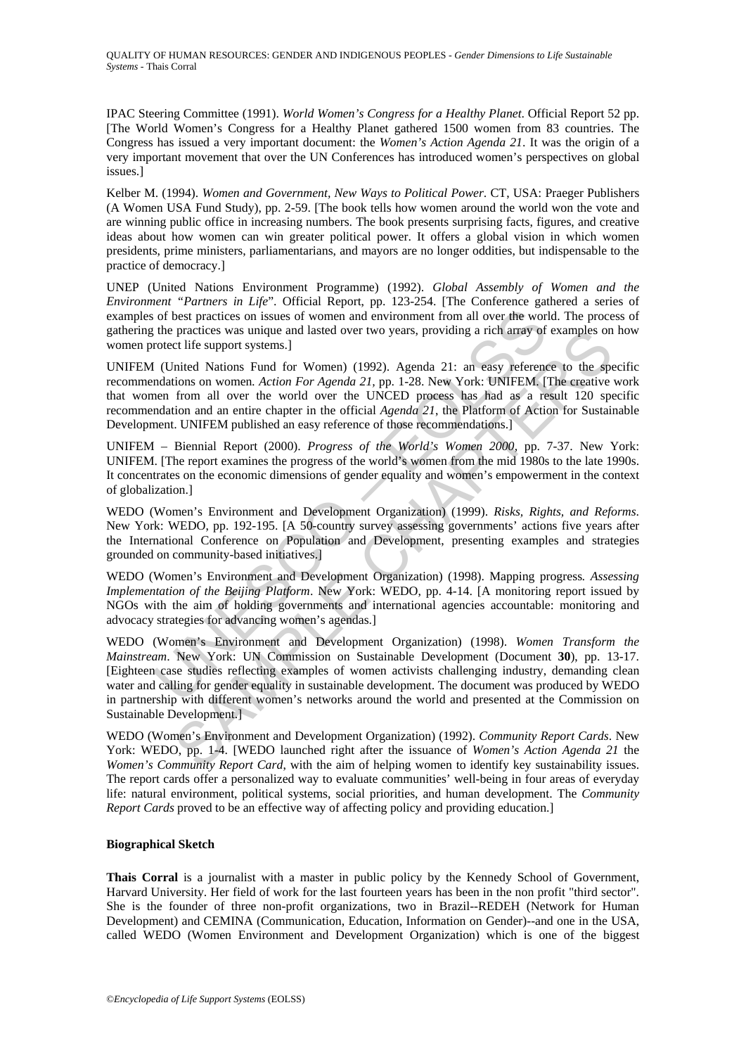IPAC Steering Committee (1991). *World Women's Congress for a Healthy Planet*. Official Report 52 pp. [The World Women's Congress for a Healthy Planet gathered 1500 women from 83 countries. The Congress has issued a very important document: the *Women's Action Agenda 21*. It was the origin of a very important movement that over the UN Conferences has introduced women's perspectives on global issues.]

Kelber M. (1994). *Women and Government, New Ways to Political Power*. CT, USA: Praeger Publishers (A Women USA Fund Study), pp. 2-59. [The book tells how women around the world won the vote and are winning public office in increasing numbers. The book presents surprising facts, figures, and creative ideas about how women can win greater political power. It offers a global vision in which women presidents, prime ministers, parliamentarians, and mayors are no longer oddities, but indispensable to the practice of democracy.]

UNEP (United Nations Environment Programme) (1992). *Global Assembly of Women and the Environment "Partners in Life"*. Official Report, pp. 123-254. [The Conference gathered a series of examples of best practices on issues of women and environment from all over the world. The process of gathering the practices was unique and lasted over two years, providing a rich array of examples on how women protect life support systems.]

UNIFEM (United Nations Fund for Women) (1992). Agenda 21: an easy reference to the specific recommendations on women. *Action For Agenda 21*, pp. 1-28. New York: UNIFEM. [The creative work that women from all over the world over the UNCED process has had as a result 120 specific recommendation and an entire chapter in the official *Agenda 21*, the Platform of Action for Sustainable Development. UNIFEM published an easy reference of those recommendations.]

UNIFEM – Biennial Report (2000). *Progress of the World's Women 2000*, pp. 7-37. New York: UNIFEM. [The report examines the progress of the world's women from the mid 1980s to the late 1990s. It concentrates on the economic dimensions of gender equality and women's empowerment in the context of globalization.]

WEDO (Women's Environment and Development Organization) (1999). *Risks, Rights, and Reforms*. New York: WEDO, pp. 192-195. [A 50-country survey assessing governments' actions five years after the International Conference on Population and Development, presenting examples and strategies grounded on community-based initiatives.]

WEDO (Women's Environment and Development Organization) (1998). Mapping progress*. Assessing Implementation of the Beijing Platform*. New York: WEDO, pp. 4-14. [A monitoring report issued by NGOs with the aim of holding governments and international agencies accountable: monitoring and advocacy strategies for advancing women's agendas.]

WEDO (Women's Environment and Development Organization) (1998). *Women Transform the Mainstream*. New York: UN Commission on Sustainable Development (Document **30**), pp. 13-17. [Eighteen case studies reflecting examples of women activists challenging industry, demanding clean water and calling for gender equality in sustainable development. The document was produced by WEDO in partnership with different women's networks around the world and presented at the Commission on Sustainable Development.]

WEDO (Women's Environment and Development Organization) (1992). *Community Report Cards*. New York: WEDO, pp. 1-4. [WEDO launched right after the issuance of *Women's Action Agenda 21* the *Women's Community Report Card*, with the aim of helping women to identify key sustainability issues. The report cards offer a personalized way to evaluate communities' well-being in four areas of everyday life: natural environment, political systems, social priorities, and human development. The *Community Report Cards* proved to be an effective way of affecting policy and providing education.]

**Biographical Sketch**

**Thais Corral** is a journalist with a master in public policy by the Kennedy School of Government, Harvard University. Her field of work for the last fourteen years has been in the non profit "third sector". She is the founder of three non-profit organizations, two in Brazil--REDEH (Network for Human Development) and CEMINA (Communication, Education, Information on Gender)--and one in the USA, called WEDO (Women Environment and Development Organization) which is one of the biggest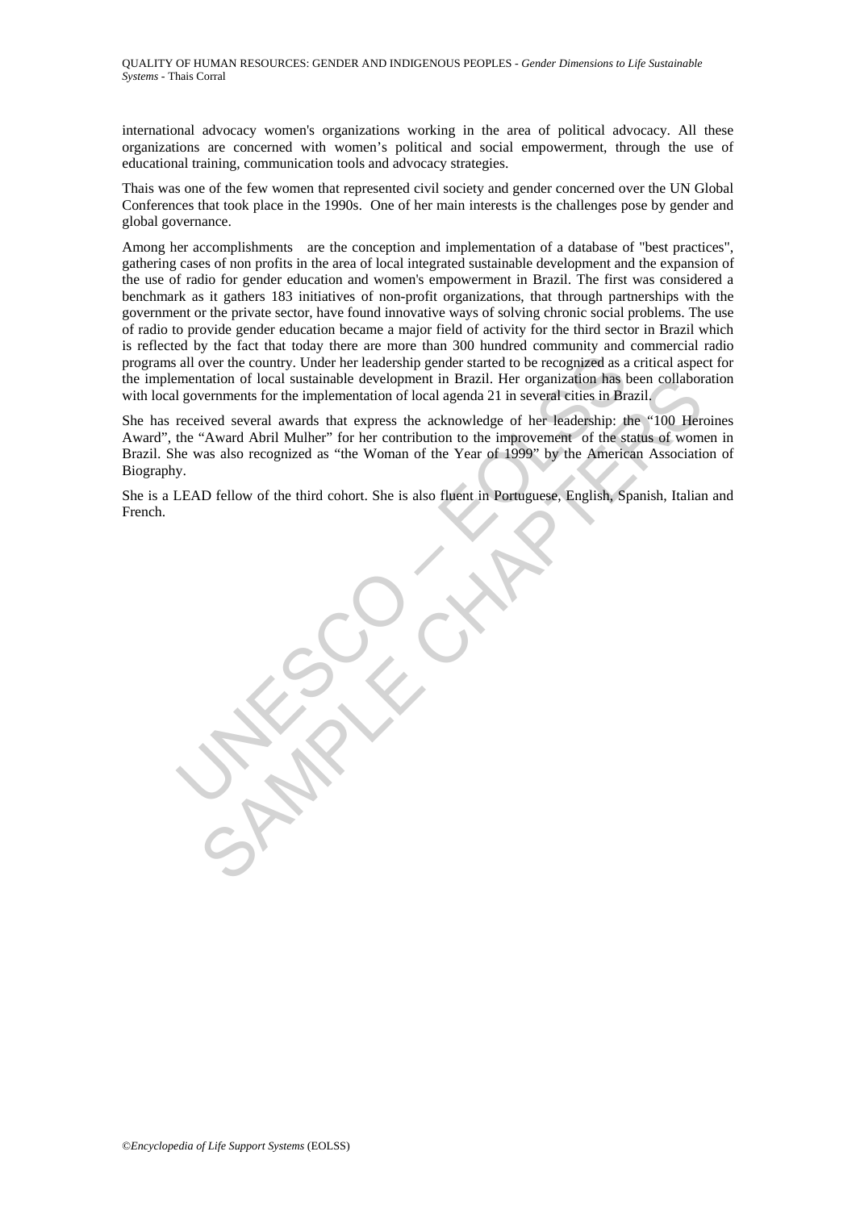international advocacy women's organizations working in the area of political advocacy. All these organizations are concerned with women's political and social empowerment, through the use of educational training, communication tools and advocacy strategies.

Thais was one of the few women that represented civil society and gender concerned over the UN Global Conferences that took place in the 1990s. One of her main interests is the challenges pose by gender and global governance.

Among her accomplishments are the conception and implementation of a database of "best practices", gathering cases of non profits in the area of local integrated sustainable development and the expansion of the use of radio for gender education and women's empowerment in Brazil. The first was considered a benchmark as it gathers 183 initiatives of non-profit organizations, that through partnerships with the government or the private sector, have found innovative ways of solving chronic social problems. The use of radio to provide gender education became a major field of activity for the third sector in Brazil which is reflected by the fact that today there are more than 300 hundred community and commercial radio programs all over the country. Under her leadership gender started to be recognized as a critical aspect for the implementation of local sustainable development in Brazil. Her organization has been collaboration with local governments for the implementation of local agenda 21 in several cities in Brazil.

She has received several awards that express the acknowledge of her leadership: the "100 Heroines Award", the "Award Abril Mulher" for her contribution to the improvement of the status of women in Brazil. She was also recognized as "the Woman of the Year of 1999" by the American Association of Biography.

She is a LEAD fellow of the third cohort. She is also fluent in Portuguese, English, Spanish, Italian and French.